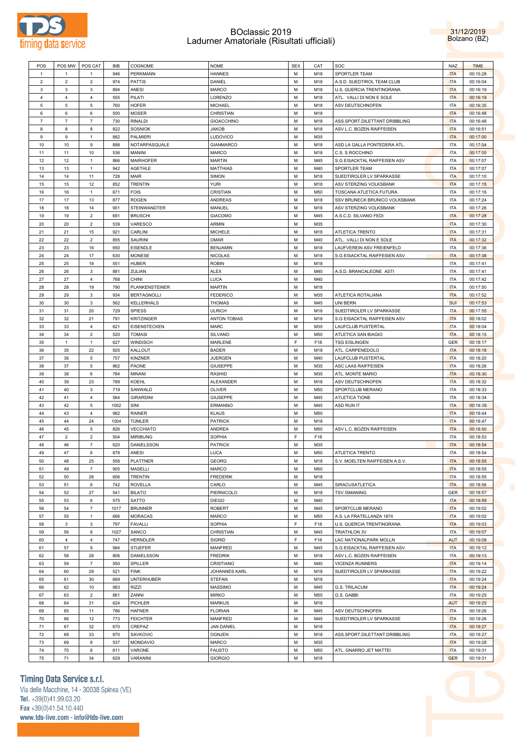# BOclassic 2019
## Ladurner Amatoriale (Risultati ufficiali)

31/12/2019
Bolzano (BZ)

| POS | POS MW | POS CAT | BIB | COGNOME | NOME | SEX | CAT | SOC | NAZ | TIME |
|---|---|---|---|---|---|---|---|---|---|---|
| 1 | 1 | 1 | 946 | PERKMANN | HANNES | M | M18 | SPORTLER TEAM | ITA | 00:15:28 |
| 2 | 2 | 2 | 974 | PATTIS | DANIEL | M | M18 | A.S.D. SUEDTIROL TEAM CLUB | ITA | 00:16:04 |
| 3 | 3 | 3 | 894 | ANESI | MARCO | M | M18 | U.S. QUERCIA TRENTINGRANA | ITA | 00:16:19 |
| 4 | 4 | 4 | 555 | PILATI | LORENZO | M | M18 | ATL. VALLI DI NON E SOLE | ITA | 00:16:19 |
| 5 | 5 | 5 | 760 | HOFER | MICHAEL | M | M18 | ASV DEUTSCHNOFEN | ITA | 00:16:35 |
| 6 | 6 | 6 | 500 | MOSER | CHRISTIAN | M | M18 | | ITA | 00:16:48 |
| 7 | 7 | 7 | 730 | RINALDI | GIOACCHINO | M | M18 | ASS.SPORT.DILETTANT.DRIBBLING | ITA | 00:16:48 |
| 8 | 8 | 8 | 822 | SOSNIOK | JAKOB | M | M18 | ASV L.C. BOZEN RAIFFEISEN | ITA | 00:16:51 |
| 9 | 9 | 1 | 882 | PALMIERI | LUDOVICO | M | M35 | | ITA | 00:17:00 |
| 10 | 10 | 9 | 898 | NOTARPASQUALE | GIANMARCO | M | M18 | ASD LA GALLA PONTEDERA ATL. | ITA | 00:17:04 |
| 11 | 11 | 10 | 536 | MANINI | MARCO | M | M18 | C.S. S.ROCCHINO | ITA | 00:17:05 |
| 12 | 12 | 1 | 866 | MAIRHOFER | MARTIN | M | M45 | S.G EISACKTAL RAIFFEISEN ASV | ITA | 00:17:07 |
| 13 | 13 | 1 | 942 | AGETHLE | MATTHIAS | M | M40 | SPORTLER TEAM | ITA | 00:17:07 |
| 14 | 14 | 11 | 728 | MAIR | SIMON | M | M18 | SUEDTIROLER LV SPARKASSE | ITA | 00:17:10 |
| 15 | 15 | 12 | 852 | TRENTIN | YURI | M | M18 | ASV STERZING VOLKSBANK | ITA | 00:17:15 |
| 16 | 16 | 1 | 671 | FOIS | CRISTIAN | M | M50 | TOSCANA ATLETICA FUTURA | ITA | 00:17:16 |
| 17 | 17 | 13 | 877 | ROGEN | ANDREAS | M | M18 | SSV BRUNECK BRUNICO VOLKSBANK | ITA | 00:17:24 |
| 18 | 18 | 14 | 901 | STEINWANDTER | MANUEL | M | M18 | ASV STERZING VOLKSBANK | ITA | 00:17:26 |
| 19 | 19 | 2 | 691 | BRUSCHI | GIACOMO | M | M45 | A.S.C.D. SILVANO FEDI | ITA | 00:17:28 |
| 20 | 20 | 2 | 539 | VARESCO | ARMIN | M | M35 | | ITA | 00:17:30 |
| 21 | 21 | 15 | 921 | CARLINI | MICHELE | M | M18 | ATLETICA TRENTO | ITA | 00:17:31 |
| 22 | 22 | 2 | 855 | SAURINI | OMAR | M | M40 | ATL. VALLI DI NON E SOLE | ITA | 00:17:32 |
| 23 | 23 | 16 | 650 | EISENDLE | BENJAMIN | M | M18 | LAUFVEREIN ASV FREIENFELD | ITA | 00:17:36 |
| 24 | 24 | 17 | 630 | MONESE | NICOLAS | M | M18 | S.G EISACKTAL RAIFFEISEN ASV | ITA | 00:17:38 |
| 25 | 25 | 18 | 551 | HUBER | ROBIN | M | M18 | | ITA | 00:17:41 |
| 26 | 26 | 3 | 881 | ZULIAN | ALEX | M | M40 | A.S.D. BRANCALEONE ASTI | ITA | 00:17:41 |
| 27 | 27 | 4 | 768 | CHINI | LUCA | M | M40 | | ITA | 00:17:42 |
| 28 | 28 | 19 | 790 | PLANKENSTEINER | MARTIN | M | M18 | | ITA | 00:17:50 |
| 29 | 29 | 3 | 934 | BERTAGNOLLI | FEDERICO | M | M35 | ATLETICA ROTALIANA | ITA | 00:17:52 |
| 30 | 30 | 3 | 562 | KELLERHALS | THOMAS | M | M45 | UNI BERN | SUI | 00:17:53 |
| 31 | 31 | 20 | 729 | SPIESS | ULRICH | M | M18 | SUEDTIROLER LV SPARKASSE | ITA | 00:17:55 |
| 32 | 32 | 21 | 791 | KRITZINGER | ANTON TOBIAS | M | M18 | S.G EISACKTAL RAIFFEISEN ASV | ITA | 00:18:02 |
| 33 | 33 | 4 | 621 | EISENSTECKEN | MARC | M | M35 | LAUFCLUB PUSTERTAL | ITA | 00:18:04 |
| 34 | 34 | 2 | 520 | TOMASI | SILVANO | M | M50 | ATLETICA SAN BIAGIO | ITA | 00:18:15 |
| 35 | 1 | 1 | 627 | WINDISCH | MARLENE | F | F18 | TSG EISLINGEN | GER | 00:18:17 |
| 36 | 35 | 22 | 925 | KALLOUT | BADER | M | M18 | ATL. CARPENEDOLO | ITA | 00:18:18 |
| 37 | 36 | 5 | 757 | KINZNER | JUERGEN | M | M40 | LAUFCLUB PUSTERTAL | ITA | 00:18:20 |
| 38 | 37 | 5 | 862 | PAONE | GIUSEPPE | M | M35 | ASC LAAS RAIFFEISEN | ITA | 00:18:26 |
| 39 | 38 | 6 | 784 | MINANI | RASHID | M | M35 | ATL. MONTE MARIO | ITA | 00:18:30 |
| 40 | 39 | 23 | 789 | KOEHL | ALEXANDER | M | M18 | ASV DEUTSCHNOFEN | ITA | 00:18:32 |
| 41 | 40 | 3 | 719 | SANWALD | OLIVER | M | M50 | SPORTCLUB MERANO | ITA | 00:18:33 |
| 42 | 41 | 4 | 564 | GIRARDINI | GIUSEPPE | M | M45 | ATLETICA TIONE | ITA | 00:18:34 |
| 43 | 42 | 5 | 1002 | SINI | ERMANNO | M | M45 | ASD RUN IT | ITA | 00:18:39 |
| 44 | 43 | 4 | 982 | RAINER | KLAUS | M | M50 | | ITA | 00:18:44 |
| 45 | 44 | 24 | 1004 | TUMLER | PATRICK | M | M18 | | ITA | 00:18:47 |
| 46 | 45 | 5 | 826 | VECCHIATO | ANDREA | M | M50 | ASV L.C. BOZEN RAIFFEISEN | ITA | 00:18:50 |
| 47 | 2 | 2 | 504 | MIRIBUNG | SOPHIA | F | F18 | | ITA | 00:18:53 |
| 48 | 46 | 7 | 620 | DANIELSSON | PATRICK | M | M35 | | ITA | 00:18:54 |
| 49 | 47 | 6 | 878 | ANESI | LUCA | M | M50 | ATLETICA TRENTO | ITA | 00:18:54 |
| 50 | 48 | 25 | 558 | PLATTNER | GEORG | M | M18 | S.V. MOELTEN RAIFFEISEN A.S.V. | ITA | 00:18:55 |
| 51 | 49 | 7 | 905 | MASELLI | MARCO | M | M50 | | ITA | 00:18:55 |
| 52 | 50 | 26 | 606 | TRENTIN | FREDERIK | M | M18 | | ITA | 00:18:55 |
| 53 | 51 | 6 | 742 | ROVELLA | CARLO | M | M45 | SIRACUSATLETICA | ITA | 00:18:56 |
| 54 | 52 | 27 | 541 | BILATO | PIERNICOLO | M | M18 | TSV ISMANING | GER | 00:18:57 |
| 55 | 53 | 6 | 575 | SATTO | DIEGO | M | M40 | | ITA | 00:18:59 |
| 56 | 54 | 7 | 1017 | BRUNNER | ROBERT | M | M45 | SPORTCLUB MERANO | ITA | 00:19:02 |
| 57 | 55 | 1 | 666 | MORACAS | MARCO | M | M55 | A.S. LA FRATELLANZA 1874 | ITA | 00:19:02 |
| 58 | 3 | 3 | 797 | FAVALLI | SOPHIA | F | F18 | U.S. QUERCIA TRENTINGRANA | ITA | 00:19:03 |
| 59 | 56 | 8 | 1027 | SANCO | CHRISTIAN | M | M45 | TRIATHLON 3V | ITA | 00:19:07 |
| 60 | 4 | 4 | 747 | HERNDLER | SIGRID | F | F18 | LAC NATIONALPARK MOLLN | AUT | 00:19:08 |
| 61 | 57 | 9 | 984 | STUEFER | MANFRED | M | M45 | S.G EISACKTAL RAIFFEISEN ASV | ITA | 00:19:12 |
| 62 | 58 | 28 | 806 | DANIELSSON | FREDRIK | M | M18 | ASV L.C. BOZEN RAIFFEISEN | ITA | 00:19:13 |
| 63 | 59 | 7 | 550 | SPILLER | CRISTIANO | M | M40 | VICENZA RUNNERS | ITA | 00:19:14 |
| 64 | 60 | 29 | 521 | FINK | JOHANNES KARL | M | M18 | SUEDTIROLER LV SPARKASSE | ITA | 00:19:22 |
| 65 | 61 | 30 | 669 | UNTERHUBER | STEFAN | M | M18 | | ITA | 00:19:24 |
| 66 | 62 | 10 | 983 | RIZZI | MASSIMO | M | M45 | G.S. TRILACUM | ITA | 00:19:24 |
| 67 | 63 | 2 | 861 | ZANNI | MIRKO | M | M55 | G.S. GABBI | ITA | 00:19:25 |
| 68 | 64 | 31 | 624 | PICHLER | MARKUS | M | M18 | | AUT | 00:19:25 |
| 69 | 65 | 11 | 786 | HAFNER | FLORIAN | M | M45 | ASV DEUTSCHNOFEN | ITA | 00:19:26 |
| 70 | 66 | 12 | 773 | FEICHTER | MANFRED | M | M45 | SUEDTIROLER LV SPARKASSE | ITA | 00:19:26 |
| 71 | 67 | 32 | 670 | CREPAZ | JAN DANIEL | M | M18 | | ITA | 00:19:27 |
| 72 | 68 | 33 | 870 | SAVKOVIC | OGNJEN | M | M18 | ASS.SPORT.DILETTANT.DRIBBLING | ITA | 00:19:27 |
| 73 | 69 | 8 | 537 | MONDAVIO | MARCO | M | M35 | | ITA | 00:19:28 |
| 74 | 70 | 8 | 611 | VARONE | FAUSTO | M | M50 | ATL. GNARRO JET MATTEI | ITA | 00:19:31 |
| 75 | 71 | 34 | 629 | VARANINI | GIORGIO | M | M18 | | GER | 00:19:31 |

**Timing Data Service s.r.l.**
Via delle Macchine, 14 - 30038 Spinea (VE)
Tel. +39(0)41.99.03.20
Fax +39(0)41.54.10.440
www.tds-live.com - info@tds-live.com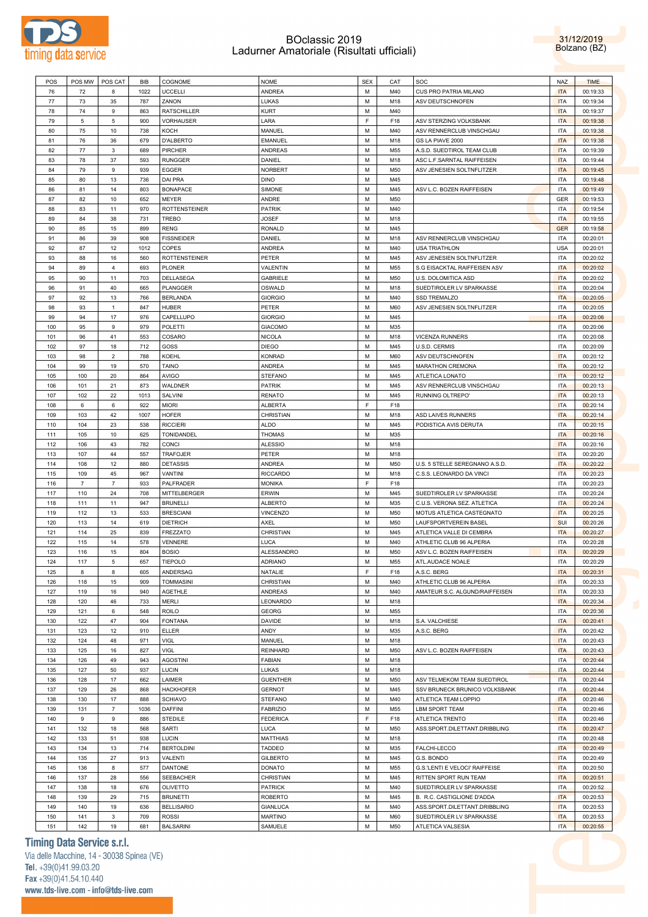# BOclassic 2019
## Ladurner Amatoriale (Risultati ufficiali)

31/12/2019
Bolzano (BZ)

| POS | POS MW | POS CAT | BIB | COGNOME | NOME | SEX | CAT | SOC | NAZ | TIME |
|---|---|---|---|---|---|---|---|---|---|---|
| 76 | 72 | 8 | 1022 | UCCELLI | ANDREA | M | M40 | CUS PRO PATRIA MILANO | ITA | 00:19:33 |
| 77 | 73 | 35 | 787 | ZANON | LUKAS | M | M18 | ASV DEUTSCHNOFEN | ITA | 00:19:34 |
| 78 | 74 | 9 | 863 | RATSCHILLER | KURT | M | M40 | | ITA | 00:19:37 |
| 79 | 5 | 5 | 900 | VORHAUSER | LARA | F | F18 | ASV STERZING VOLKSBANK | ITA | 00:19:38 |
| 80 | 75 | 10 | 738 | KOCH | MANUEL | M | M40 | ASV RENNERCLUB VINSCHGAU | ITA | 00:19:38 |
| 81 | 76 | 36 | 679 | D'ALBERTO | EMANUEL | M | M18 | GS LA PIAVE 2000 | ITA | 00:19:38 |
| 82 | 77 | 3 | 689 | PIRCHER | ANDREAS | M | M55 | A.S.D. SUEDTIROL TEAM CLUB | ITA | 00:19:39 |
| 83 | 78 | 37 | 593 | RUNGGER | DANIEL | M | M18 | ASC L.F.SARNTAL RAIFFEISEN | ITA | 00:19:44 |
| 84 | 79 | 9 | 939 | EGGER | NORBERT | M | M50 | ASV JENESIEN SOLTNFLITZER | ITA | 00:19:45 |
| 85 | 80 | 13 | 736 | DAI PRA | DINO | M | M45 | | ITA | 00:19:48 |
| 86 | 81 | 14 | 803 | BONAPACE | SIMONE | M | M45 | ASV L.C. BOZEN RAIFFEISEN | ITA | 00:19:49 |
| 87 | 82 | 10 | 652 | MEYER | ANDRE | M | M50 | | GER | 00:19:53 |
| 88 | 83 | 11 | 970 | ROTTENSTEINER | PATRIK | M | M40 | | ITA | 00:19:54 |
| 89 | 84 | 38 | 731 | TREBO | JOSEF | M | M18 | | ITA | 00:19:55 |
| 90 | 85 | 15 | 899 | RENG | RONALD | M | M45 | | GER | 00:19:58 |
| 91 | 86 | 39 | 908 | FISSNEIDER | DANIEL | M | M18 | ASV RENNERCLUB VINSCHGAU | ITA | 00:20:01 |
| 92 | 87 | 12 | 1012 | COPES | ANDREA | M | M40 | USA TRIATHLON | USA | 00:20:01 |
| 93 | 88 | 16 | 560 | ROTTENSTEINER | PETER | M | M45 | ASV JENESIEN SOLTNFLITZER | ITA | 00:20:02 |
| 94 | 89 | 4 | 693 | PLONER | VALENTIN | M | M55 | S.G EISACKTAL RAIFFEISEN ASV | ITA | 00:20:02 |
| 95 | 90 | 11 | 703 | DELLASEGA | GABRIELE | M | M50 | U.S. DOLOMITICA ASD | ITA | 00:20:02 |
| 96 | 91 | 40 | 665 | PLANGGER | OSWALD | M | M18 | SUEDTIROLER LV SPARKASSE | ITA | 00:20:04 |
| 97 | 92 | 13 | 766 | BERLANDA | GIORGIO | M | M40 | SSD TREMALZO | ITA | 00:20:05 |
| 98 | 93 | 1 | 847 | HUBER | PETER | M | M60 | ASV JENESIEN SOLTNFLITZER | ITA | 00:20:05 |
| 99 | 94 | 17 | 976 | CAPELLUPO | GIORGIO | M | M45 | | ITA | 00:20:06 |
| 100 | 95 | 9 | 979 | POLETTI | GIACOMO | M | M35 | | ITA | 00:20:06 |
| 101 | 96 | 41 | 553 | COSARO | NICOLA | M | M18 | VICENZA RUNNERS | ITA | 00:20:08 |
| 102 | 97 | 18 | 712 | GOSS | DIEGO | M | M45 | U.S.D. CERMIS | ITA | 00:20:09 |
| 103 | 98 | 2 | 788 | KOEHL | KONRAD | M | M60 | ASV DEUTSCHNOFEN | ITA | 00:20:12 |
| 104 | 99 | 19 | 570 | TAINO | ANDREA | M | M45 | MARATHON CREMONA | ITA | 00:20:12 |
| 105 | 100 | 20 | 864 | AVIGO | STEFANO | M | M45 | ATLETICA LONATO | ITA | 00:20:12 |
| 106 | 101 | 21 | 873 | WALDNER | PATRIK | M | M45 | ASV RENNERCLUB VINSCHGAU | ITA | 00:20:13 |
| 107 | 102 | 22 | 1013 | SALVINI | RENATO | M | M45 | RUNNING OLTREPO' | ITA | 00:20:13 |
| 108 | 6 | 6 | 922 | MIORI | ALBERTA | F | F18 | | ITA | 00:20:14 |
| 109 | 103 | 42 | 1007 | HOFER | CHRISTIAN | M | M18 | ASD LAIVES RUNNERS | ITA | 00:20:14 |
| 110 | 104 | 23 | 538 | RICCIERI | ALDO | M | M45 | PODISTICA AVIS DERUTA | ITA | 00:20:15 |
| 111 | 105 | 10 | 625 | TONIDANDEL | THOMAS | M | M35 | | ITA | 00:20:16 |
| 112 | 106 | 43 | 782 | CONCI | ALESSIO | M | M18 | | ITA | 00:20:16 |
| 113 | 107 | 44 | 557 | TRAFOJER | PETER | M | M18 | | ITA | 00:20:20 |
| 114 | 108 | 12 | 880 | DETASSIS | ANDREA | M | M50 | U.S. 5 STELLE SEREGNANO A.S.D. | ITA | 00:20:22 |
| 115 | 109 | 45 | 967 | VANTINI | RICCARDO | M | M18 | C.S.S. LEONARDO DA VINCI | ITA | 00:20:23 |
| 116 | 7 | 7 | 933 | PALFRADER | MONIKA | F | F18 | | ITA | 00:20:23 |
| 117 | 110 | 24 | 708 | MITTELBERGER | ERWIN | M | M45 | SUEDTIROLER LV SPARKASSE | ITA | 00:20:24 |
| 118 | 111 | 11 | 947 | BRUNELLI | ALBERTO | M | M35 | C.U.S. VERONA SEZ. ATLETICA | ITA | 00:20:24 |
| 119 | 112 | 13 | 533 | BRESCIANI | VINCENZO | M | M50 | MOTUS ATLETICA CASTEGNATO | ITA | 00:20:25 |
| 120 | 113 | 14 | 619 | DIETRICH | AXEL | M | M50 | LAUFSPORTVEREIN BASEL | SUI | 00:20:26 |
| 121 | 114 | 25 | 839 | FREZZATO | CHRISTIAN | M | M45 | ATLETICA VALLE DI CEMBRA | ITA | 00:20:27 |
| 122 | 115 | 14 | 578 | VENNERE | LUCA | M | M40 | ATHLETIC CLUB 96 ALPERIA | ITA | 00:20:28 |
| 123 | 116 | 15 | 804 | BOSIO | ALESSANDRO | M | M50 | ASV L.C. BOZEN RAIFFEISEN | ITA | 00:20:29 |
| 124 | 117 | 5 | 657 | TIEPOLO | ADRIANO | M | M55 | ATL.AUDACE NOALE | ITA | 00:20:29 |
| 125 | 8 | 8 | 605 | ANDERSAG | NATALIE | F | F18 | A.S.C. BERG | ITA | 00:20:31 |
| 126 | 118 | 15 | 909 | TOMMASINI | CHRISTIAN | M | M40 | ATHLETIC CLUB 96 ALPERIA | ITA | 00:20:33 |
| 127 | 119 | 16 | 940 | AGETHLE | ANDREAS | M | M40 | AMATEUR S.C. ALGUND/RAIFFEISEN | ITA | 00:20:33 |
| 128 | 120 | 46 | 733 | MERLI | LEONARDO | M | M18 | | ITA | 00:20:34 |
| 129 | 121 | 6 | 548 | ROILO | GEORG | M | M55 | | ITA | 00:20:36 |
| 130 | 122 | 47 | 904 | FONTANA | DAVIDE | M | M18 | S.A. VALCHIESE | ITA | 00:20:41 |
| 131 | 123 | 12 | 910 | ELLER | ANDY | M | M35 | A.S.C. BERG | ITA | 00:20:42 |
| 132 | 124 | 48 | 971 | VIGL | MANUEL | M | M18 | | ITA | 00:20:43 |
| 133 | 125 | 16 | 827 | VIGL | REINHARD | M | M50 | ASV L.C. BOZEN RAIFFEISEN | ITA | 00:20:43 |
| 134 | 126 | 49 | 943 | AGOSTINI | FABIAN | M | M18 | | ITA | 00:20:44 |
| 135 | 127 | 50 | 937 | LUCIN | LUKAS | M | M18 | | ITA | 00:20:44 |
| 136 | 128 | 17 | 662 | LAIMER | GUENTHER | M | M50 | ASV TELMEKOM TEAM SUEDTIROL | ITA | 00:20:44 |
| 137 | 129 | 26 | 868 | HACKHOFER | GERNOT | M | M45 | SSV BRUNECK BRUNICO VOLKSBANK | ITA | 00:20:44 |
| 138 | 130 | 17 | 888 | SCHIAVO | STEFANO | M | M40 | ATLETICA TEAM LOPPIO | ITA | 00:20:46 |
| 139 | 131 | 7 | 1036 | DAFFINI | FABRIZIO | M | M55 | LBM SPORT TEAM | ITA | 00:20:46 |
| 140 | 9 | 9 | 886 | STEDILE | FEDERICA | F | F18 | ATLETICA TRENTO | ITA | 00:20:46 |
| 141 | 132 | 18 | 568 | SARTI | LUCA | M | M50 | ASS.SPORT.DILETTANT.DRIBBLING | ITA | 00:20:47 |
| 142 | 133 | 51 | 938 | LUCIN | MATTHIAS | M | M18 | | ITA | 00:20:48 |
| 143 | 134 | 13 | 714 | BERTOLDINI | TADDEO | M | M35 | FALCHI-LECCO | ITA | 00:20:49 |
| 144 | 135 | 27 | 913 | VALENTI | GILBERTO | M | M45 | G.S. BONDO | ITA | 00:20:49 |
| 145 | 136 | 8 | 577 | DANTONE | DONATO | M | M55 | G.S.'LENTI E VELOCI' RAIFFEISE | ITA | 00:20:50 |
| 146 | 137 | 28 | 556 | SEEBACHER | CHRISTIAN | M | M45 | RITTEN SPORT RUN TEAM | ITA | 00:20:51 |
| 147 | 138 | 18 | 676 | OLIVETTO | PATRICK | M | M40 | SUEDTIROLER LV SPARKASSE | ITA | 00:20:52 |
| 148 | 139 | 29 | 715 | BRUNETTI | ROBERTO | M | M45 | B. R.C. CASTIGLIONE D'ADDA | ITA | 00:20:53 |
| 149 | 140 | 19 | 636 | BELLISARIO | GIANLUCA | M | M40 | ASS.SPORT.DILETTANT.DRIBBLING | ITA | 00:20:53 |
| 150 | 141 | 3 | 709 | ROSSI | MARTINO | M | M60 | SUEDTIROLER LV SPARKASSE | ITA | 00:20:53 |
| 151 | 142 | 19 | 681 | BALSARINI | SAMUELE | M | M50 | ATLETICA VALSESIA | ITA | 00:20:55 |

**Timing Data Service s.r.l.**
Via delle Macchine, 14 - 30038 Spinea (VE)
Tel. +39(0)41.99.03.20
Fax +39(0)41.54.10.440
www.tds-live.com - info@tds-live.com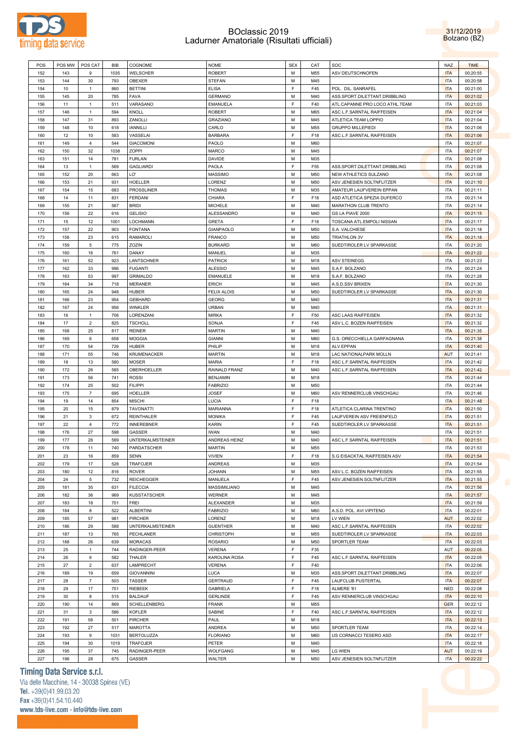# BOclassic 2019
## Ladurner Amatoriale (Risultati ufficiali)

31/12/2019
Bolzano (BZ)

| POS | POS MW | POS CAT | BIB | COGNOME | NOME | SEX | CAT | SOC | NAZ | TIME |
|---|---|---|---|---|---|---|---|---|---|---|
| 152 | 143 | 9 | 1035 | WELSCHER | ROBERT | M | M55 | ASV DEUTSCHNOFEN | ITA | 00:20:55 |
| 153 | 144 | 30 | 793 | OBEXER | STEFAN | M | M45 | | ITA | 00:20:58 |
| 154 | 10 | 1 | 860 | BETTINI | ELISA | F | F45 | POL. DIL. SANRAFEL | ITA | 00:21:00 |
| 155 | 145 | 20 | 785 | FAVA | GERMANO | M | M40 | ASS.SPORT.DILETTANT.DRIBBLING | ITA | 00:21:02 |
| 156 | 11 | 1 | 511 | VARASANO | EMANUELA | F | F40 | ATL.CAPANNE PRO LOCO ATHL.TEAM | ITA | 00:21:03 |
| 157 | 146 | 1 | 594 | KNOLL | ROBERT | M | M65 | ASC L.F.SARNTAL RAIFFEISEN | ITA | 00:21:04 |
| 158 | 147 | 31 | 893 | ZANOLLI | GRAZIANO | M | M45 | ATLETICA TEAM LOPPIO | ITA | 00:21:04 |
| 159 | 148 | 10 | 618 | IANNILLI | CARLO | M | M55 | GRUPPO MILLEPIEDI | ITA | 00:21:06 |
| 160 | 12 | 10 | 583 | VASSELAI | BARBARA | F | F18 | ASC L.F.SARNTAL RAIFFEISEN | ITA | 00:21:06 |
| 161 | 149 | 4 | 544 | GIACOMONI | PAOLO | M | M60 | | ITA | 00:21:07 |
| 162 | 150 | 32 | 1038 | ZOPPI | MARCO | M | M45 | | ITA | 00:21:07 |
| 163 | 151 | 14 | 781 | FURLAN | DAVIDE | M | M35 | | ITA | 00:21:08 |
| 164 | 13 | 1 | 569 | GAGLIARDI | PAOLA | F | F55 | ASS.SPORT.DILETTANT.DRIBBLING | ITA | 00:21:08 |
| 165 | 152 | 20 | 663 | LO' | MASSIMO | M | M50 | NEW ATHLETICS SULZANO | ITA | 00:21:08 |
| 166 | 153 | 21 | 931 | HOELLER | LORENZ | M | M50 | ASV JENESIEN SOLTNFLITZER | ITA | 00:21:10 |
| 167 | 154 | 15 | 683 | PROSSLINER | THOMAS | M | M35 | AMATEUR LAUFVEREIN EPPAN | ITA | 00:21:11 |
| 168 | 14 | 11 | 831 | FERDANI | CHIARA | F | F18 | ASD ATLETICA SPEZIA DUFERCO | ITA | 00:21:14 |
| 169 | 155 | 21 | 567 | BRIDI | MICHELE | M | M40 | MARATHON CLUB TRENTO | ITA | 00:21:14 |
| 170 | 156 | 22 | 616 | GELISIO | ALESSANDRO | M | M40 | GS LA PIAVE 2000 | ITA | 00:21:15 |
| 171 | 15 | 12 | 1001 | LOCHMANN | GRETA | F | F18 | TOSCANA ATL.EMPOLI NISSAN | ITA | 00:21:17 |
| 172 | 157 | 22 | 903 | FONTANA | GIANPAOLO | M | M50 | S.A. VALCHIESE | ITA | 00:21:18 |
| 173 | 158 | 23 | 615 | RAMAROLI | FRANCO | M | M50 | TRIATHLON 3V | ITA | 00:21:18 |
| 174 | 159 | 5 | 775 | ZOZIN | BURKARD | M | M60 | SUEDTIROLER LV SPARKASSE | ITA | 00:21:20 |
| 175 | 160 | 16 | 761 | DANAY | MANUEL | M | M35 | | ITA | 00:21:22 |
| 176 | 161 | 52 | 923 | LANTSCHNER | PATRICK | M | M18 | ASV STEINEGG | ITA | 00:21:23 |
| 177 | 162 | 33 | 996 | FUGANTI | ALESSIO | M | M45 | S.A.F. BOLZANO | ITA | 00:21:24 |
| 178 | 163 | 53 | 997 | GRIMALDO | EMANUELE | M | M18 | S.A.F. BOLZANO | ITA | 00:21:28 |
| 179 | 164 | 34 | 718 | MERANER | ERICH | M | M45 | A.S.D.SSV BRIXEN | ITA | 00:21:30 |
| 180 | 165 | 24 | 948 | HUBER | FELIX ALOIS | M | M50 | SUEDTIROLER LV SPARKASSE | ITA | 00:21:30 |
| 181 | 166 | 23 | 954 | GEBHARD | GEORG | M | M40 | | ITA | 00:21:31 |
| 182 | 167 | 24 | 956 | WINKLER | URBAN | M | M40 | | ITA | 00:21:31 |
| 183 | 16 | 1 | 706 | LORENZANI | MIRKA | F | F50 | ASC LAAS RAIFFEISEN | ITA | 00:21:32 |
| 184 | 17 | 2 | 825 | TSCHOLL | SONJA | F | F45 | ASV L.C. BOZEN RAIFFEISEN | ITA | 00:21:32 |
| 185 | 168 | 25 | 817 | REINER | MARTIN | M | M40 | | ITA | 00:21:35 |
| 186 | 169 | 6 | 658 | MOGGIA | GIANNI | M | M60 | G.S. ORECCHIELLA GARFAGNANA | ITA | 00:21:38 |
| 187 | 170 | 54 | 726 | HUBER | PHILIP | M | M18 | ALV EPPAN | ITA | 00:21:40 |
| 188 | 171 | 55 | 746 | KRUMENACKER | MARTIN | M | M18 | LAC NATIONALPARK MOLLN | AUT | 00:21:41 |
| 189 | 18 | 13 | 580 | MOSER | MARIA | F | F18 | ASC L.F.SARNTAL RAIFFEISEN | ITA | 00:21:42 |
| 190 | 172 | 26 | 585 | OBERHOELLER | RAINALD FRANZ | M | M40 | ASC L.F.SARNTAL RAIFFEISEN | ITA | 00:21:42 |
| 191 | 173 | 56 | 741 | ROSSI | BENJAMIN | M | M18 | | ITA | 00:21:44 |
| 192 | 174 | 25 | 502 | FILIPPI | FABRIZIO | M | M50 | | ITA | 00:21:44 |
| 193 | 175 | 7 | 695 | HOELLER | JOSEF | M | M60 | ASV RENNERCLUB VINSCHGAU | ITA | 00:21:46 |
| 194 | 19 | 14 | 854 | MISCHI | LUCIA | F | F18 | | ITA | 00:21:48 |
| 195 | 20 | 15 | 879 | TAVONATTI | MARIANNA | F | F18 | ATLETICA CLARINA TRENTINO | ITA | 00:21:50 |
| 196 | 21 | 3 | 672 | REINTHALER | MONIKA | F | F45 | LAUFVEREIN ASV FREIENFELD | ITA | 00:21:51 |
| 197 | 22 | 4 | 772 | INNEREBNER | KARIN | F | F45 | SUEDTIROLER LV SPARKASSE | ITA | 00:21:51 |
| 198 | 176 | 27 | 598 | GASSER | IWAN | M | M40 | | ITA | 00:21:51 |
| 199 | 177 | 28 | 589 | UNTERKALMSTEINER | ANDREAS HEINZ | M | M40 | ASC L.F.SARNTAL RAIFFEISEN | ITA | 00:21:51 |
| 200 | 178 | 11 | 740 | PARDATSCHER | MARTIN | M | M55 | | ITA | 00:21:53 |
| 201 | 23 | 16 | 859 | SENN | VIVIEN | F | F18 | S.G EISACKTAL RAIFFEISEN ASV | ITA | 00:21:54 |
| 202 | 179 | 17 | 528 | TRAFOJER | ANDREAS | M | M35 | | ITA | 00:21:54 |
| 203 | 180 | 12 | 816 | ROVER | JOHANN | M | M55 | ASV L.C. BOZEN RAIFFEISEN | ITA | 00:21:55 |
| 204 | 24 | 5 | 732 | REICHEGGER | MANUELA | F | F45 | ASV JENESIEN SOLTNFLITZER | ITA | 00:21:55 |
| 205 | 181 | 35 | 631 | FILECCIA | MASSIMILIANO | M | M45 | | ITA | 00:21:56 |
| 206 | 182 | 36 | 969 | KUSSTATSCHER | WERNER | M | M45 | | ITA | 00:21:57 |
| 207 | 183 | 18 | 701 | FREI | ALEXANDER | M | M35 | | ITA | 00:21:59 |
| 208 | 184 | 8 | 522 | ALBERTINI | FABRIZIO | M | M60 | A.S.D. POL. AVI VIPITENO | ITA | 00:22:01 |
| 209 | 185 | 57 | 981 | PIRCHER | LORENZ | M | M18 | LV WIEN | AUT | 00:22:02 |
| 210 | 186 | 29 | 588 | UNTERKALMSTEINER | GUENTHER | M | M40 | ASC L.F.SARNTAL RAIFFEISEN | ITA | 00:22:02 |
| 211 | 187 | 13 | 765 | PECHLANER | CHRISTOPH | M | M55 | SUEDTIROLER LV SPARKASSE | ITA | 00:22:03 |
| 212 | 188 | 26 | 639 | MORACAS | ROSARIO | M | M50 | SPORTLER TEAM | ITA | 00:22:03 |
| 213 | 25 | 1 | 744 | RADINGER-PEER | VERENA | F | F35 | | AUT | 00:22:05 |
| 214 | 26 | 6 | 582 | THALER | KAROLINA ROSA | F | F45 | ASC L.F.SARNTAL RAIFFEISEN | ITA | 00:22:05 |
| 215 | 27 | 2 | 637 | LAMPRECHT | VERENA | F | F40 | | ITA | 00:22:06 |
| 216 | 189 | 19 | 659 | GIOVANNINI | LUCA | M | M35 | ASS.SPORT.DILETTANT.DRIBBLING | ITA | 00:22:07 |
| 217 | 28 | 7 | 503 | TASSER | GERTRAUD | F | F45 | LAUFCLUB PUSTERTAL | ITA | 00:22:07 |
| 218 | 29 | 17 | 751 | RIEBEEK | GABRIELA | F | F18 | ALMERE '81 | NED | 00:22:08 |
| 219 | 30 | 8 | 515 | BALDAUF | GERLINDE | F | F45 | ASV RENNERCLUB VINSCHGAU | ITA | 00:22:10 |
| 220 | 190 | 14 | 869 | SCHELLENBERG | FRANK | M | M55 | | GER | 00:22:12 |
| 221 | 31 | 3 | 586 | KOFLER | SABINE | F | F40 | ASC L.F.SARNTAL RAIFFEISEN | ITA | 00:22:12 |
| 222 | 191 | 58 | 501 | PIRCHER | PAUL | M | M18 | | ITA | 00:22:13 |
| 223 | 192 | 27 | 517 | MAROTTA | ANDREA | M | M50 | SPORTLER TEAM | ITA | 00:22:14 |
| 224 | 193 | 9 | 1031 | BERTOLUZZA | FLORIANO | M | M60 | US CORNACCI TESERO ASD | ITA | 00:22:17 |
| 225 | 194 | 30 | 1019 | TRAFOJER | PETER | M | M40 | | ITA | 00:22:18 |
| 226 | 195 | 37 | 745 | RADINGER-PEER | WOLFGANG | M | M45 | LG WIEN | AUT | 00:22:19 |
| 227 | 196 | 28 | 675 | GASSER | WALTER | M | M50 | ASV JENESIEN SOLTNFLITZER | ITA | 00:22:22 |

**Timing Data Service s.r.l.**
Via delle Macchine, 14 - 30038 Spinea (VE)
Tel. +39(0)41.99.03.20
Fax +39(0)41.54.10.440
www.tds-live.com - info@tds-live.com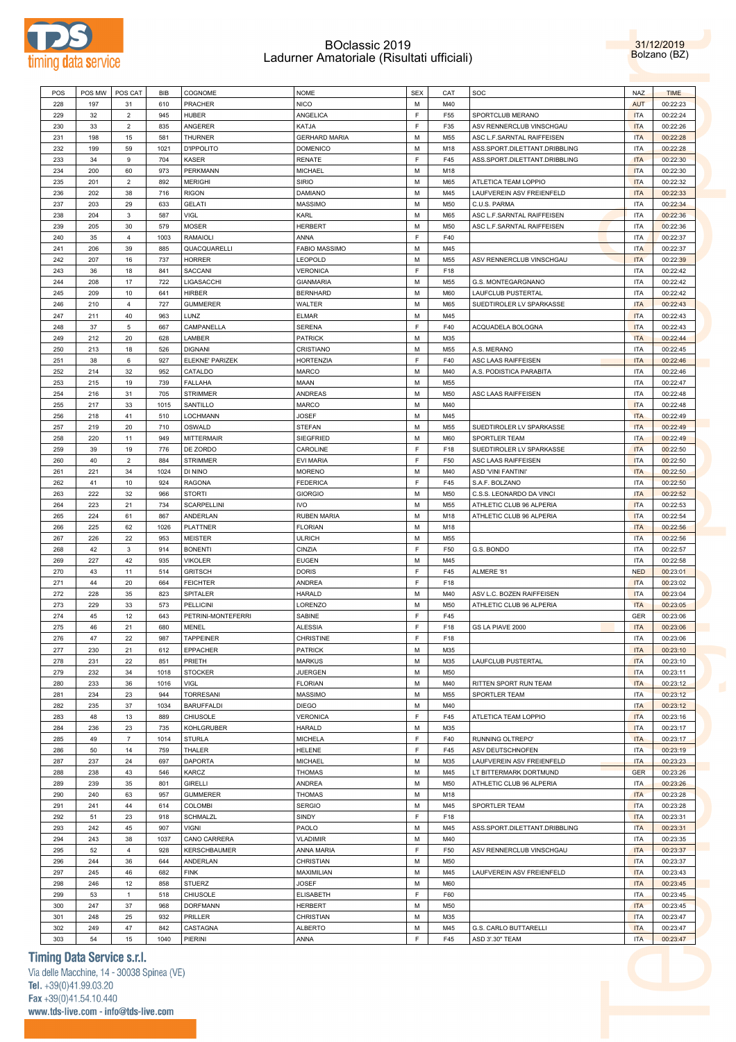# BOclassic 2019
## Ladurner Amatoriale (Risultati ufficiali)

31/12/2019
Bolzano (BZ)

| POS | POS MW | POS CAT | BIB | COGNOME | NOME | SEX | CAT | SOC | NAZ | TIME |
|---|---|---|---|---|---|---|---|---|---|---|
| 228 | 197 | 31 | 610 | PRACHER | NICO | M | M40 | | AUT | 00:22:23 |
| 229 | 32 | 2 | 945 | HUBER | ANGELICA | F | F55 | SPORTCLUB MERANO | ITA | 00:22:24 |
| 230 | 33 | 2 | 835 | ANGERER | KATJA | F | F35 | ASV RENNERCLUB VINSCHGAU | ITA | 00:22:26 |
| 231 | 198 | 15 | 581 | THURNER | GERHARD MARIA | M | M55 | ASC L.F.SARNTAL RAIFFEISEN | ITA | 00:22:28 |
| 232 | 199 | 59 | 1021 | D'IPPOLITO | DOMENICO | M | M18 | ASS.SPORT.DILETTANT.DRIBBLING | ITA | 00:22:28 |
| 233 | 34 | 9 | 704 | KASER | RENATE | F | F45 | ASS.SPORT.DILETTANT.DRIBBLING | ITA | 00:22:30 |
| 234 | 200 | 60 | 973 | PERKMANN | MICHAEL | M | M18 | | ITA | 00:22:30 |
| 235 | 201 | 2 | 892 | MERIGHI | SIRIO | M | M65 | ATLETICA TEAM LOPPIO | ITA | 00:22:32 |
| 236 | 202 | 38 | 716 | RIGON | DAMIANO | M | M45 | LAUFVEREIN ASV FREIENFELD | ITA | 00:22:33 |
| 237 | 203 | 29 | 633 | GELATI | MASSIMO | M | M50 | C.U.S. PARMA | ITA | 00:22:34 |
| 238 | 204 | 3 | 587 | VIGL | KARL | M | M65 | ASC L.F.SARNTAL RAIFFEISEN | ITA | 00:22:36 |
| 239 | 205 | 30 | 579 | MOSER | HERBERT | M | M50 | ASC L.F.SARNTAL RAIFFEISEN | ITA | 00:22:36 |
| 240 | 35 | 4 | 1003 | RAMAIOLI | ANNA | F | F40 | | ITA | 00:22:37 |
| 241 | 206 | 39 | 885 | QUACQUARELLI | FABIO MASSIMO | M | M45 | | ITA | 00:22:37 |
| 242 | 207 | 16 | 737 | HORRER | LEOPOLD | M | M55 | ASV RENNERCLUB VINSCHGAU | ITA | 00:22:39 |
| 243 | 36 | 18 | 841 | SACCANI | VERONICA | F | F18 | | ITA | 00:22:42 |
| 244 | 208 | 17 | 722 | LIGASACCHI | GIANMARIA | M | M55 | G.S. MONTEGARGNANO | ITA | 00:22:42 |
| 245 | 209 | 10 | 641 | HIRBER | BERNHARD | M | M60 | LAUFCLUB PUSTERTAL | ITA | 00:22:42 |
| 246 | 210 | 4 | 727 | GUMMERER | WALTER | M | M65 | SUEDTIROLER LV SPARKASSE | ITA | 00:22:43 |
| 247 | 211 | 40 | 963 | LUNZ | ELMAR | M | M45 | | ITA | 00:22:43 |
| 248 | 37 | 5 | 667 | CAMPANELLA | SERENA | F | F40 | ACQUADELA BOLOGNA | ITA | 00:22:43 |
| 249 | 212 | 20 | 628 | LAMBER | PATRICK | M | M35 | | ITA | 00:22:44 |
| 250 | 213 | 18 | 526 | DIGNANI | CRISTIANO | M | M55 | A.S. MERANO | ITA | 00:22:45 |
| 251 | 38 | 6 | 927 | ELEKNE' PARIZEK | HORTENZIA | F | F40 | ASC LAAS RAIFFEISEN | ITA | 00:22:46 |
| 252 | 214 | 32 | 952 | CATALDO | MARCO | M | M40 | A.S. PODISTICA PARABITA | ITA | 00:22:46 |
| 253 | 215 | 19 | 739 | FALLAHA | MAAN | M | M55 | | ITA | 00:22:47 |
| 254 | 216 | 31 | 705 | STRIMMER | ANDREAS | M | M50 | ASC LAAS RAIFFEISEN | ITA | 00:22:48 |
| 255 | 217 | 33 | 1015 | SANTILLO | MARCO | M | M40 | | ITA | 00:22:48 |
| 256 | 218 | 41 | 510 | LOCHMANN | JOSEF | M | M45 | | ITA | 00:22:49 |
| 257 | 219 | 20 | 710 | OSWALD | STEFAN | M | M55 | SUEDTIROLER LV SPARKASSE | ITA | 00:22:49 |
| 258 | 220 | 11 | 949 | MITTERMAIR | SIEGFRIED | M | M60 | SPORTLER TEAM | ITA | 00:22:49 |
| 259 | 39 | 19 | 776 | DE ZORDO | CAROLINE | F | F18 | SUEDTIROLER LV SPARKASSE | ITA | 00:22:50 |
| 260 | 40 | 2 | 884 | STRIMMER | EVI MARIA | F | F50 | ASC LAAS RAIFFEISEN | ITA | 00:22:50 |
| 261 | 221 | 34 | 1024 | DI NINO | MORENO | M | M40 | ASD 'VINI FANTINI' | ITA | 00:22:50 |
| 262 | 41 | 10 | 924 | RAGONA | FEDERICA | F | F45 | S.A.F. BOLZANO | ITA | 00:22:50 |
| 263 | 222 | 32 | 966 | STORTI | GIORGIO | M | M50 | C.S.S. LEONARDO DA VINCI | ITA | 00:22:52 |
| 264 | 223 | 21 | 734 | SCARPELLINI | IVO | M | M55 | ATHLETIC CLUB 96 ALPERIA | ITA | 00:22:53 |
| 265 | 224 | 61 | 867 | ANDERLAN | RUBEN MARIA | M | M18 | ATHLETIC CLUB 96 ALPERIA | ITA | 00:22:54 |
| 266 | 225 | 62 | 1026 | PLATTNER | FLORIAN | M | M18 | | ITA | 00:22:56 |
| 267 | 226 | 22 | 953 | MEISTER | ULRICH | M | M55 | | ITA | 00:22:56 |
| 268 | 42 | 3 | 914 | BONENTI | CINZIA | F | F50 | G.S. BONDO | ITA | 00:22:57 |
| 269 | 227 | 42 | 935 | VIKOLER | EUGEN | M | M45 | | ITA | 00:22:58 |
| 270 | 43 | 11 | 514 | GRITSCH | DORIS | F | F45 | ALMERE '81 | NED | 00:23:01 |
| 271 | 44 | 20 | 664 | FEICHTER | ANDREA | F | F18 | | ITA | 00:23:02 |
| 272 | 228 | 35 | 823 | SPITALER | HARALD | M | M40 | ASV L.C. BOZEN RAIFFEISEN | ITA | 00:23:04 |
| 273 | 229 | 33 | 573 | PELLICINI | LORENZO | M | M50 | ATHLETIC CLUB 96 ALPERIA | ITA | 00:23:05 |
| 274 | 45 | 12 | 643 | PETRINI-MONTEFERRI | SABINE | F | F45 | | GER | 00:23:06 |
| 275 | 46 | 21 | 680 | MENEL | ALESSIA | F | F18 | GS LA PIAVE 2000 | ITA | 00:23:06 |
| 276 | 47 | 22 | 987 | TAPPEINER | CHRISTINE | F | F18 | | ITA | 00:23:06 |
| 277 | 230 | 21 | 612 | EPPACHER | PATRICK | M | M35 | | ITA | 00:23:10 |
| 278 | 231 | 22 | 851 | PRIETH | MARKUS | M | M35 | LAUFCLUB PUSTERTAL | ITA | 00:23:10 |
| 279 | 232 | 34 | 1018 | STOCKER | JUERGEN | M | M50 | | ITA | 00:23:11 |
| 280 | 233 | 36 | 1016 | VIGL | FLORIAN | M | M40 | RITTEN SPORT RUN TEAM | ITA | 00:23:12 |
| 281 | 234 | 23 | 944 | TORRESANI | MASSIMO | M | M55 | SPORTLER TEAM | ITA | 00:23:12 |
| 282 | 235 | 37 | 1034 | BARUFFALDI | DIEGO | M | M40 | | ITA | 00:23:12 |
| 283 | 48 | 13 | 889 | CHIUSOLE | VERONICA | F | F45 | ATLETICA TEAM LOPPIO | ITA | 00:23:16 |
| 284 | 236 | 23 | 735 | KOHLGRUBER | HARALD | M | M35 | | ITA | 00:23:17 |
| 285 | 49 | 7 | 1014 | STURLA | MICHELA | F | F40 | RUNNING OLTREPO' | ITA | 00:23:17 |
| 286 | 50 | 14 | 759 | THALER | HELENE | F | F45 | ASV DEUTSCHNOFEN | ITA | 00:23:19 |
| 287 | 237 | 24 | 697 | DAPORTA | MICHAEL | M | M35 | LAUFVEREIN ASV FREIENFELD | ITA | 00:23:23 |
| 288 | 238 | 43 | 546 | KARCZ | THOMAS | M | M45 | LT BITTERMARK DORTMUND | GER | 00:23:26 |
| 289 | 239 | 35 | 801 | GIRELLI | ANDREA | M | M50 | ATHLETIC CLUB 96 ALPERIA | ITA | 00:23:26 |
| 290 | 240 | 63 | 957 | GUMMERER | THOMAS | M | M18 | | ITA | 00:23:28 |
| 291 | 241 | 44 | 614 | COLOMBI | SERGIO | M | M45 | SPORTLER TEAM | ITA | 00:23:28 |
| 292 | 51 | 23 | 918 | SCHMALZL | SINDY | F | F18 | | ITA | 00:23:31 |
| 293 | 242 | 45 | 907 | VIGNI | PAOLO | M | M45 | ASS.SPORT.DILETTANT.DRIBBLING | ITA | 00:23:31 |
| 294 | 243 | 38 | 1037 | CANO CARRERA | VLADIMIR | M | M40 | | ITA | 00:23:35 |
| 295 | 52 | 4 | 928 | KERSCHBAUMER | ANNA MARIA | F | F50 | ASV RENNERCLUB VINSCHGAU | ITA | 00:23:37 |
| 296 | 244 | 36 | 644 | ANDERLAN | CHRISTIAN | M | M50 | | ITA | 00:23:37 |
| 297 | 245 | 46 | 682 | FINK | MAXIMILIAN | M | M45 | LAUFVEREIN ASV FREIENFELD | ITA | 00:23:43 |
| 298 | 246 | 12 | 858 | STUERZ | JOSEF | M | M60 | | ITA | 00:23:45 |
| 299 | 53 | 1 | 518 | CHIUSOLE | ELISABETH | F | F60 | | ITA | 00:23:45 |
| 300 | 247 | 37 | 968 | DORFMANN | HERBERT | M | M50 | | ITA | 00:23:45 |
| 301 | 248 | 25 | 932 | PRILLER | CHRISTIAN | M | M35 | | ITA | 00:23:47 |
| 302 | 249 | 47 | 842 | CASTAGNA | ALBERTO | M | M45 | G.S. CARLO BUTTARELLI | ITA | 00:23:47 |
| 303 | 54 | 15 | 1040 | PIERINI | ANNA | F | F45 | ASD 3'.30" TEAM | ITA | 00:23:47 |

**Timing Data Service s.r.l.**
Via delle Macchine, 14 - 30038 Spinea (VE)
Tel. +39(0)41.99.03.20
Fax +39(0)41.54.10.440
www.tds-live.com - info@tds-live.com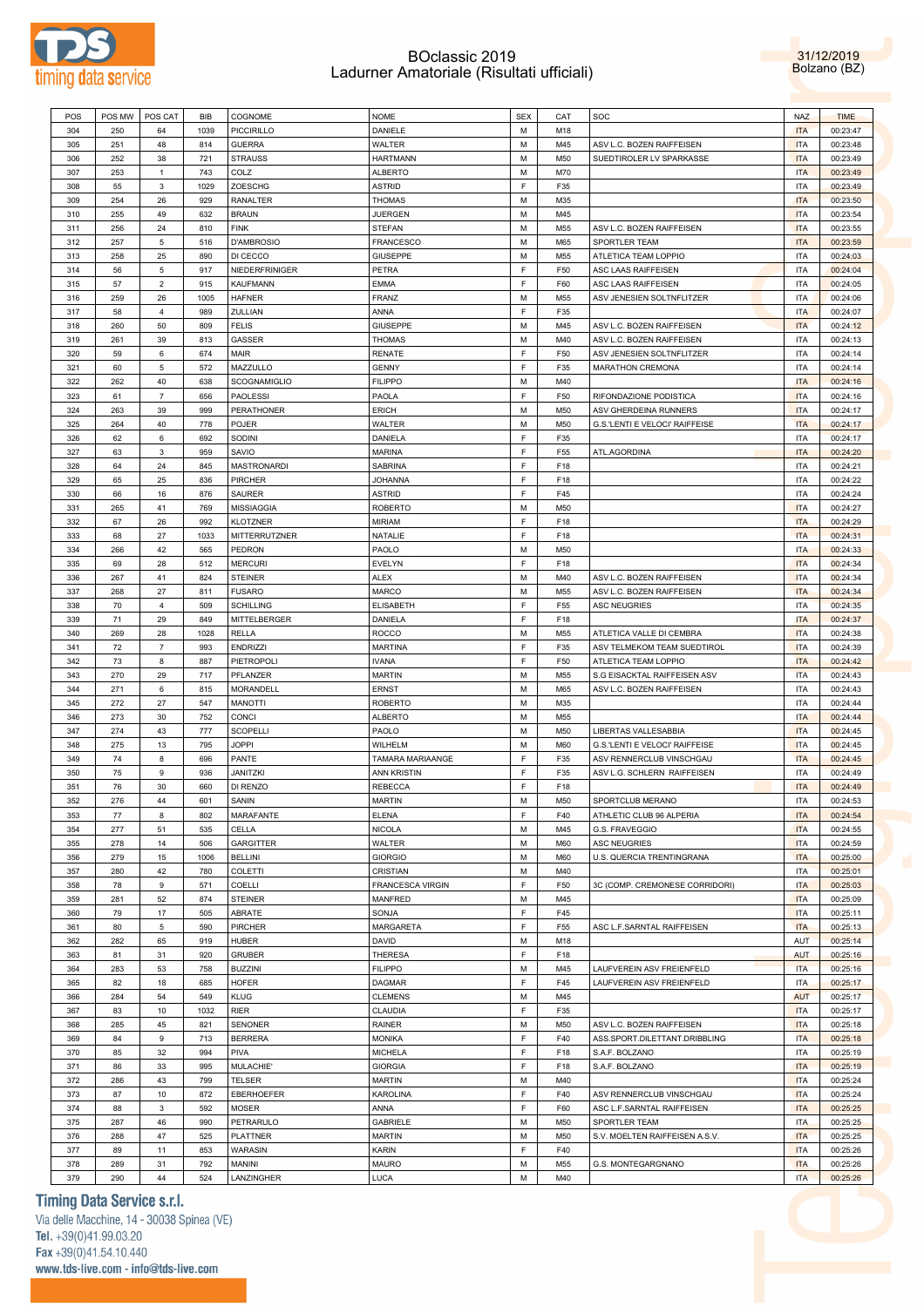# BOclassic 2019
## Ladurner Amatoriale (Risultati ufficiali)

31/12/2019
Bolzano (BZ)

| POS | POS MW | POS CAT | BIB | COGNOME | NOME | SEX | CAT | SOC | NAZ | TIME |
|---|---|---|---|---|---|---|---|---|---|---|
| 304 | 250 | 64 | 1039 | PICCIRILLO | DANIELE | M | M18 | | ITA | 00:23:47 |
| 305 | 251 | 48 | 814 | GUERRA | WALTER | M | M45 | ASV L.C. BOZEN RAIFFEISEN | ITA | 00:23:48 |
| 306 | 252 | 38 | 721 | STRAUSS | HARTMANN | M | M50 | SUEDTIROLER LV SPARKASSE | ITA | 00:23:49 |
| 307 | 253 | 1 | 743 | COLZ | ALBERTO | M | M70 | | ITA | 00:23:49 |
| 308 | 55 | 3 | 1029 | ZOESCHG | ASTRID | F | F35 | | ITA | 00:23:49 |
| 309 | 254 | 26 | 929 | RANALTER | THOMAS | M | M35 | | ITA | 00:23:50 |
| 310 | 255 | 49 | 632 | BRAUN | JUERGEN | M | M45 | | ITA | 00:23:54 |
| 311 | 256 | 24 | 810 | FINK | STEFAN | M | M55 | ASV L.C. BOZEN RAIFFEISEN | ITA | 00:23:55 |
| 312 | 257 | 5 | 516 | D'AMBROSIO | FRANCESCO | M | M65 | SPORTLER TEAM | ITA | 00:23:59 |
| 313 | 258 | 25 | 890 | DI CECCO | GIUSEPPE | M | M55 | ATLETICA TEAM LOPPIO | ITA | 00:24:03 |
| 314 | 56 | 5 | 917 | NIEDERFRINIGER | PETRA | F | F50 | ASC LAAS RAIFFEISEN | ITA | 00:24:04 |
| 315 | 57 | 2 | 915 | KAUFMANN | EMMA | F | F60 | ASC LAAS RAIFFEISEN | ITA | 00:24:05 |
| 316 | 259 | 26 | 1005 | HAFNER | FRANZ | M | M55 | ASV JENESIEN SOLTNFLITZER | ITA | 00:24:06 |
| 317 | 58 | 4 | 989 | ZULLIAN | ANNA | F | F35 | | ITA | 00:24:07 |
| 318 | 260 | 50 | 809 | FELIS | GIUSEPPE | M | M45 | ASV L.C. BOZEN RAIFFEISEN | ITA | 00:24:12 |
| 319 | 261 | 39 | 813 | GASSER | THOMAS | M | M40 | ASV L.C. BOZEN RAIFFEISEN | ITA | 00:24:13 |
| 320 | 59 | 6 | 674 | MAIR | RENATE | F | F50 | ASV JENESIEN SOLTNFLITZER | ITA | 00:24:14 |
| 321 | 60 | 5 | 572 | MAZZULLO | GENNY | F | F35 | MARATHON CREMONA | ITA | 00:24:14 |
| 322 | 262 | 40 | 638 | SCOGNAMIGLIO | FILIPPO | M | M40 | | ITA | 00:24:16 |
| 323 | 61 | 7 | 656 | PAOLESSI | PAOLA | F | F50 | RIFONDAZIONE PODISTICA | ITA | 00:24:16 |
| 324 | 263 | 39 | 999 | PERATHONER | ERICH | M | M50 | ASV GHERDEINA RUNNERS | ITA | 00:24:17 |
| 325 | 264 | 40 | 778 | POJER | WALTER | M | M50 | G.S.'LENTI E VELOCI' RAIFFEISE | ITA | 00:24:17 |
| 326 | 62 | 6 | 692 | SODINI | DANIELA | F | F35 | | ITA | 00:24:17 |
| 327 | 63 | 3 | 959 | SAVIO | MARINA | F | F55 | ATL.AGORDINA | ITA | 00:24:20 |
| 328 | 64 | 24 | 845 | MASTRONARDI | SABRINA | F | F18 | | ITA | 00:24:21 |
| 329 | 65 | 25 | 836 | PIRCHER | JOHANNA | F | F18 | | ITA | 00:24:22 |
| 330 | 66 | 16 | 876 | SAURER | ASTRID | F | F45 | | ITA | 00:24:24 |
| 331 | 265 | 41 | 769 | MISSIAGGIA | ROBERTO | M | M50 | | ITA | 00:24:27 |
| 332 | 67 | 26 | 992 | KLOTZNER | MIRIAM | F | F18 | | ITA | 00:24:29 |
| 333 | 68 | 27 | 1033 | MITTERRUTZNER | NATALIE | F | F18 | | ITA | 00:24:31 |
| 334 | 266 | 42 | 565 | PEDRON | PAOLO | M | M50 | | ITA | 00:24:33 |
| 335 | 69 | 28 | 512 | MERCURI | EVELYN | F | F18 | | ITA | 00:24:34 |
| 336 | 267 | 41 | 824 | STEINER | ALEX | M | M40 | ASV L.C. BOZEN RAIFFEISEN | ITA | 00:24:34 |
| 337 | 268 | 27 | 811 | FUSARO | MARCO | M | M55 | ASV L.C. BOZEN RAIFFEISEN | ITA | 00:24:34 |
| 338 | 70 | 4 | 509 | SCHILLING | ELISABETH | F | F55 | ASC NEUGRIES | ITA | 00:24:35 |
| 339 | 71 | 29 | 849 | MITTELBERGER | DANIELA | F | F18 | | ITA | 00:24:37 |
| 340 | 269 | 28 | 1028 | RELLA | ROCCO | M | M55 | ATLETICA VALLE DI CEMBRA | ITA | 00:24:38 |
| 341 | 72 | 7 | 993 | ENDRIZZI | MARTINA | F | F35 | ASV TELMEKOM TEAM SUEDTIROL | ITA | 00:24:39 |
| 342 | 73 | 8 | 887 | PIETROPOLI | IVANA | F | F50 | ATLETICA TEAM LOPPIO | ITA | 00:24:42 |
| 343 | 270 | 29 | 717 | PFLANZER | MARTIN | M | M55 | S.G EISACKTAL RAIFFEISEN ASV | ITA | 00:24:43 |
| 344 | 271 | 6 | 815 | MORANDELL | ERNST | M | M65 | ASV L.C. BOZEN RAIFFEISEN | ITA | 00:24:43 |
| 345 | 272 | 27 | 547 | MANOTTI | ROBERTO | M | M35 | | ITA | 00:24:44 |
| 346 | 273 | 30 | 752 | CONCI | ALBERTO | M | M55 | | ITA | 00:24:44 |
| 347 | 274 | 43 | 777 | SCOPELLI | PAOLO | M | M50 | LIBERTAS VALLESABBIA | ITA | 00:24:45 |
| 348 | 275 | 13 | 795 | JOPPI | WILHELM | M | M60 | G.S.'LENTI E VELOCI' RAIFFEISE | ITA | 00:24:45 |
| 349 | 74 | 8 | 696 | PANTE | TAMARA MARIAANGE | F | F35 | ASV RENNERCLUB VINSCHGAU | ITA | 00:24:45 |
| 350 | 75 | 9 | 936 | JANITZKI | ANN KRISTIN | F | F35 | ASV L.G. SCHLERN RAIFFEISEN | ITA | 00:24:49 |
| 351 | 76 | 30 | 660 | DI RENZO | REBECCA | F | F18 | | ITA | 00:24:49 |
| 352 | 276 | 44 | 601 | SANIN | MARTIN | M | M50 | SPORTCLUB MERANO | ITA | 00:24:53 |
| 353 | 77 | 8 | 802 | MARAFANTE | ELENA | F | F40 | ATHLETIC CLUB 96 ALPERIA | ITA | 00:24:54 |
| 354 | 277 | 51 | 535 | CELLA | NICOLA | M | M45 | G.S. FRAVEGGIO | ITA | 00:24:55 |
| 355 | 278 | 14 | 506 | GARGITTER | WALTER | M | M60 | ASC NEUGRIES | ITA | 00:24:59 |
| 356 | 279 | 15 | 1006 | BELLINI | GIORGIO | M | M60 | U.S. QUERCIA TRENTINGRANA | ITA | 00:25:00 |
| 357 | 280 | 42 | 780 | COLETTI | CRISTIAN | M | M40 | | ITA | 00:25:01 |
| 358 | 78 | 9 | 571 | COELLI | FRANCESCA VIRGIN | F | F50 | 3C (COMP. CREMONESE CORRIDORI) | ITA | 00:25:03 |
| 359 | 281 | 52 | 874 | STEINER | MANFRED | M | M45 | | ITA | 00:25:09 |
| 360 | 79 | 17 | 505 | ABRATE | SONJA | F | F45 | | ITA | 00:25:11 |
| 361 | 80 | 5 | 590 | PIRCHER | MARGARETA | F | F55 | ASC L.F.SARNTAL RAIFFEISEN | ITA | 00:25:13 |
| 362 | 282 | 65 | 919 | HUBER | DAVID | M | M18 | | AUT | 00:25:14 |
| 363 | 81 | 31 | 920 | GRUBER | THERESA | F | F18 | | AUT | 00:25:16 |
| 364 | 283 | 53 | 758 | BUZZINI | FILIPPO | M | M45 | LAUFVEREIN ASV FREIENFELD | ITA | 00:25:16 |
| 365 | 82 | 18 | 685 | HOFER | DAGMAR | F | F45 | LAUFVEREIN ASV FREIENFELD | ITA | 00:25:17 |
| 366 | 284 | 54 | 549 | KLUG | CLEMENS | M | M45 | | AUT | 00:25:17 |
| 367 | 83 | 10 | 1032 | RIER | CLAUDIA | F | F35 | | ITA | 00:25:17 |
| 368 | 285 | 45 | 821 | SENONER | RAINER | M | M50 | ASV L.C. BOZEN RAIFFEISEN | ITA | 00:25:18 |
| 369 | 84 | 9 | 713 | BERRERA | MONIKA | F | F40 | ASS.SPORT.DILETTANT.DRIBBLING | ITA | 00:25:18 |
| 370 | 85 | 32 | 994 | PIVA | MICHELA | F | F18 | S.A.F. BOLZANO | ITA | 00:25:19 |
| 371 | 86 | 33 | 995 | MULACHIE' | GIORGIA | F | F18 | S.A.F. BOLZANO | ITA | 00:25:19 |
| 372 | 286 | 43 | 799 | TELSER | MARTIN | M | M40 | | ITA | 00:25:24 |
| 373 | 87 | 10 | 872 | EBERHOEFER | KAROLINA | F | F40 | ASV RENNERCLUB VINSCHGAU | ITA | 00:25:24 |
| 374 | 88 | 3 | 592 | MOSER | ANNA | F | F60 | ASC L.F.SARNTAL RAIFFEISEN | ITA | 00:25:25 |
| 375 | 287 | 46 | 990 | PETRARULO | GABRIELE | M | M50 | SPORTLER TEAM | ITA | 00:25:25 |
| 376 | 288 | 47 | 525 | PLATTNER | MARTIN | M | M50 | S.V. MOELTEN RAIFFEISEN A.S.V. | ITA | 00:25:25 |
| 377 | 89 | 11 | 853 | WARASIN | KARIN | F | F40 | | ITA | 00:25:26 |
| 378 | 289 | 31 | 792 | MANINI | MAURO | M | M55 | G.S. MONTEGARGNANO | ITA | 00:25:26 |
| 379 | 290 | 44 | 524 | LANZINGHER | LUCA | M | M40 | | ITA | 00:25:26 |

**Timing Data Service s.r.l.**
Via delle Macchine, 14 - 30038 Spinea (VE)
Tel. +39(0)41.99.03.20
Fax +39(0)41.54.10.440
www.tds-live.com - info@tds-live.com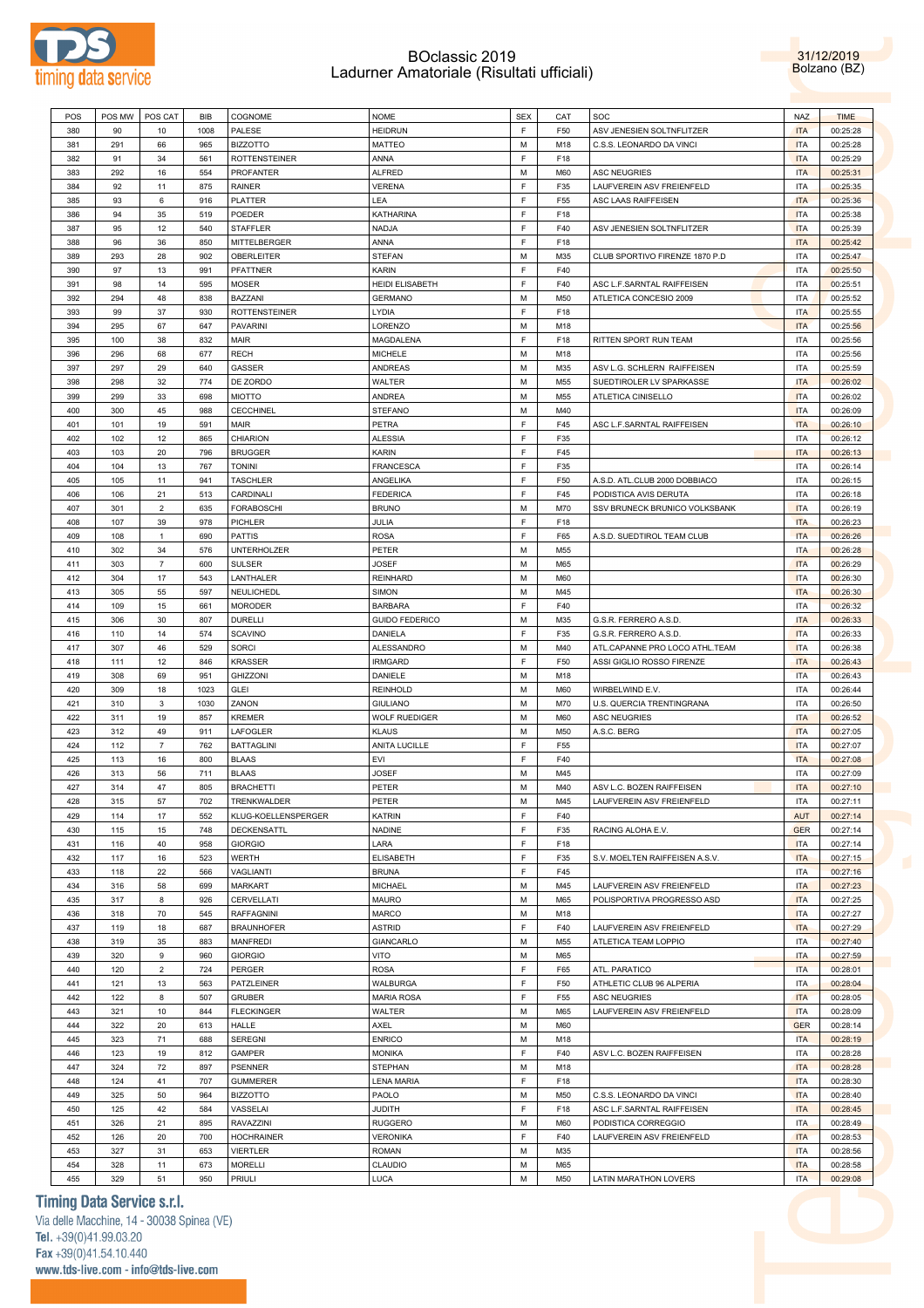# BOclassic 2019
## Ladurner Amatoriale (Risultati ufficiali)

31/12/2019
Bolzano (BZ)

| POS | POS MW | POS CAT | BIB | COGNOME | NOME | SEX | CAT | SOC | NAZ | TIME |
|---|---|---|---|---|---|---|---|---|---|---|
| 380 | 90 | 10 | 1008 | PALESE | HEIDRUN | F | F50 | ASV JENESIEN SOLTNFLITZER | ITA | 00:25:28 |
| 381 | 291 | 66 | 965 | BIZZOTTO | MATTEO | M | M18 | C.S.S. LEONARDO DA VINCI | ITA | 00:25:28 |
| 382 | 91 | 34 | 561 | ROTTENSTEINER | ANNA | F | F18 | | ITA | 00:25:29 |
| 383 | 292 | 16 | 554 | PROFANTER | ALFRED | M | M60 | ASC NEUGRIES | ITA | 00:25:31 |
| 384 | 92 | 11 | 875 | RAINER | VERENA | F | F35 | LAUFVEREIN ASV FREIENFELD | ITA | 00:25:35 |
| 385 | 93 | 6 | 916 | PLATTER | LEA | F | F55 | ASC LAAS RAIFFEISEN | ITA | 00:25:36 |
| 386 | 94 | 35 | 519 | POEDER | KATHARINA | F | F18 | | ITA | 00:25:38 |
| 387 | 95 | 12 | 540 | STAFFLER | NADJA | F | F40 | ASV JENESIEN SOLTNFLITZER | ITA | 00:25:39 |
| 388 | 96 | 36 | 850 | MITTELBERGER | ANNA | F | F18 | | ITA | 00:25:42 |
| 389 | 293 | 28 | 902 | OBERLEITER | STEFAN | M | M35 | CLUB SPORTIVO FIRENZE 1870 P.D | ITA | 00:25:47 |
| 390 | 97 | 13 | 991 | PFATTNER | KARIN | F | F40 | | ITA | 00:25:50 |
| 391 | 98 | 14 | 595 | MOSER | HEIDI ELISABETH | F | F40 | ASC L.F.SARNTAL RAIFFEISEN | ITA | 00:25:51 |
| 392 | 294 | 48 | 838 | BAZZANI | GERMANO | M | M50 | ATLETICA CONCESIO 2009 | ITA | 00:25:52 |
| 393 | 99 | 37 | 930 | ROTTENSTEINER | LYDIA | F | F18 | | ITA | 00:25:55 |
| 394 | 295 | 67 | 647 | PAVARINI | LORENZO | M | M18 | | ITA | 00:25:56 |
| 395 | 100 | 38 | 832 | MAIR | MAGDALENA | F | F18 | RITTEN SPORT RUN TEAM | ITA | 00:25:56 |
| 396 | 296 | 68 | 677 | RECH | MICHELE | M | M18 | | ITA | 00:25:56 |
| 397 | 297 | 29 | 640 | GASSER | ANDREAS | M | M35 | ASV L.G. SCHLERN RAIFFEISEN | ITA | 00:25:59 |
| 398 | 298 | 32 | 774 | DE ZORDO | WALTER | M | M55 | SUEDTIROLER LV SPARKASSE | ITA | 00:26:02 |
| 399 | 299 | 33 | 698 | MIOTTO | ANDREA | M | M55 | ATLETICA CINISELLO | ITA | 00:26:02 |
| 400 | 300 | 45 | 988 | CECCHINEL | STEFANO | M | M40 | | ITA | 00:26:09 |
| 401 | 101 | 19 | 591 | MAIR | PETRA | F | F45 | ASC L.F.SARNTAL RAIFFEISEN | ITA | 00:26:10 |
| 402 | 102 | 12 | 865 | CHIARION | ALESSIA | F | F35 | | ITA | 00:26:12 |
| 403 | 103 | 20 | 796 | BRUGGER | KARIN | F | F45 | | ITA | 00:26:13 |
| 404 | 104 | 13 | 767 | TONINI | FRANCESCA | F | F35 | | ITA | 00:26:14 |
| 405 | 105 | 11 | 941 | TASCHLER | ANGELIKA | F | F50 | A.S.D. ATL.CLUB 2000 DOBBIACO | ITA | 00:26:15 |
| 406 | 106 | 21 | 513 | CARDINALI | FEDERICA | F | F45 | PODISTICA AVIS DERUTA | ITA | 00:26:18 |
| 407 | 301 | 2 | 635 | FORABOSCHI | BRUNO | M | M70 | SSV BRUNECK BRUNICO VOLKSBANK | ITA | 00:26:19 |
| 408 | 107 | 39 | 978 | PICHLER | JULIA | F | F18 | | ITA | 00:26:23 |
| 409 | 108 | 1 | 690 | PATTIS | ROSA | F | F65 | A.S.D. SUEDTIROL TEAM CLUB | ITA | 00:26:26 |
| 410 | 302 | 34 | 576 | UNTERHOLZER | PETER | M | M55 | | ITA | 00:26:28 |
| 411 | 303 | 7 | 600 | SULSER | JOSEF | M | M65 | | ITA | 00:26:29 |
| 412 | 304 | 17 | 543 | LANTHALER | REINHARD | M | M60 | | ITA | 00:26:30 |
| 413 | 305 | 55 | 597 | NEULICHEDL | SIMON | M | M45 | | ITA | 00:26:30 |
| 414 | 109 | 15 | 661 | MORODER | BARBARA | F | F40 | | ITA | 00:26:32 |
| 415 | 306 | 30 | 807 | DURELLI | GUIDO FEDERICO | M | M35 | G.S.R. FERRERO A.S.D. | ITA | 00:26:33 |
| 416 | 110 | 14 | 574 | SCAVINO | DANIELA | F | F35 | G.S.R. FERRERO A.S.D. | ITA | 00:26:33 |
| 417 | 307 | 46 | 529 | SORCI | ALESSANDRO | M | M40 | ATL.CAPANNE PRO LOCO ATHL.TEAM | ITA | 00:26:38 |
| 418 | 111 | 12 | 846 | KRASSER | IRMGARD | F | F50 | ASSI GIGLIO ROSSO FIRENZE | ITA | 00:26:43 |
| 419 | 308 | 69 | 951 | GHIZZONI | DANIELE | M | M18 | | ITA | 00:26:43 |
| 420 | 309 | 18 | 1023 | GLEI | REINHOLD | M | M60 | WIRBELWIND E.V. | ITA | 00:26:44 |
| 421 | 310 | 3 | 1030 | ZANON | GIULIANO | M | M70 | U.S. QUERCIA TRENTINGRANA | ITA | 00:26:50 |
| 422 | 311 | 19 | 857 | KREMER | WOLF RUEDIGER | M | M60 | ASC NEUGRIES | ITA | 00:26:52 |
| 423 | 312 | 49 | 911 | LAFOGLER | KLAUS | M | M50 | A.S.C. BERG | ITA | 00:27:05 |
| 424 | 112 | 7 | 762 | BATTAGLINI | ANITA LUCILLE | F | F55 | | ITA | 00:27:07 |
| 425 | 113 | 16 | 800 | BLAAS | EVI | F | F40 | | ITA | 00:27:08 |
| 426 | 313 | 56 | 711 | BLAAS | JOSEF | M | M45 | | ITA | 00:27:09 |
| 427 | 314 | 47 | 805 | BRACHETTI | PETER | M | M40 | ASV L.C. BOZEN RAIFFEISEN | ITA | 00:27:10 |
| 428 | 315 | 57 | 702 | TRENKWALDER | PETER | M | M45 | LAUFVEREIN ASV FREIENFELD | ITA | 00:27:11 |
| 429 | 114 | 17 | 552 | KLUG-KOELLENSPERGER | KATRIN | F | F40 | | AUT | 00:27:14 |
| 430 | 115 | 15 | 748 | DECKENSATTL | NADINE | F | F35 | RACING ALOHA E.V. | GER | 00:27:14 |
| 431 | 116 | 40 | 958 | GIORGIO | LARA | F | F18 | | ITA | 00:27:14 |
| 432 | 117 | 16 | 523 | WERTH | ELISABETH | F | F35 | S.V. MOELTEN RAIFFEISEN A.S.V. | ITA | 00:27:15 |
| 433 | 118 | 22 | 566 | VAGLIANTI | BRUNA | F | F45 | | ITA | 00:27:16 |
| 434 | 316 | 58 | 699 | MARKART | MICHAEL | M | M45 | LAUFVEREIN ASV FREIENFELD | ITA | 00:27:23 |
| 435 | 317 | 8 | 926 | CERVELLATI | MAURO | M | M65 | POLISPORTIVA PROGRESSO ASD | ITA | 00:27:25 |
| 436 | 318 | 70 | 545 | RAFFAGNINI | MARCO | M | M18 | | ITA | 00:27:27 |
| 437 | 119 | 18 | 687 | BRAUNHOFER | ASTRID | F | F40 | LAUFVEREIN ASV FREIENFELD | ITA | 00:27:29 |
| 438 | 319 | 35 | 883 | MANFREDI | GIANCARLO | M | M55 | ATLETICA TEAM LOPPIO | ITA | 00:27:40 |
| 439 | 320 | 9 | 960 | GIORGIO | VITO | M | M65 | | ITA | 00:27:59 |
| 440 | 120 | 2 | 724 | PERGER | ROSA | F | F65 | ATL. PARATICO | ITA | 00:28:01 |
| 441 | 121 | 13 | 563 | PATZLEINER | WALBURGA | F | F50 | ATHLETIC CLUB 96 ALPERIA | ITA | 00:28:04 |
| 442 | 122 | 8 | 507 | GRUBER | MARIA ROSA | F | F55 | ASC NEUGRIES | ITA | 00:28:05 |
| 443 | 321 | 10 | 844 | FLECKINGER | WALTER | M | M65 | LAUFVEREIN ASV FREIENFELD | ITA | 00:28:09 |
| 444 | 322 | 20 | 613 | HALLE | AXEL | M | M60 | | GER | 00:28:14 |
| 445 | 323 | 71 | 688 | SEREGNI | ENRICO | M | M18 | | ITA | 00:28:19 |
| 446 | 123 | 19 | 812 | GAMPER | MONIKA | F | F40 | ASV L.C. BOZEN RAIFFEISEN | ITA | 00:28:28 |
| 447 | 324 | 72 | 897 | PSENNER | STEPHAN | M | M18 | | ITA | 00:28:28 |
| 448 | 124 | 41 | 707 | GUMMERER | LENA MARIA | F | F18 | | ITA | 00:28:30 |
| 449 | 325 | 50 | 964 | BIZZOTTO | PAOLO | M | M50 | C.S.S. LEONARDO DA VINCI | ITA | 00:28:40 |
| 450 | 125 | 42 | 584 | VASSELAI | JUDITH | F | F18 | ASC L.F.SARNTAL RAIFFEISEN | ITA | 00:28:45 |
| 451 | 326 | 21 | 895 | RAVAZZINI | RUGGERO | M | M60 | PODISTICA CORREGGIO | ITA | 00:28:49 |
| 452 | 126 | 20 | 700 | HOCHRAINER | VERONIKA | F | F40 | LAUFVEREIN ASV FREIENFELD | ITA | 00:28:53 |
| 453 | 327 | 31 | 653 | VIERTLER | ROMAN | M | M35 | | ITA | 00:28:56 |
| 454 | 328 | 11 | 673 | MORELLI | CLAUDIO | M | M65 | | ITA | 00:28:58 |
| 455 | 329 | 51 | 950 | PRIULI | LUCA | M | M50 | LATIN MARATHON LOVERS | ITA | 00:29:08 |

**Timing Data Service s.r.l.**
Via delle Macchine, 14 - 30038 Spinea (VE)
Tel. +39(0)41.99.03.20
Fax +39(0)41.54.10.440
www.tds-live.com - info@tds-live.com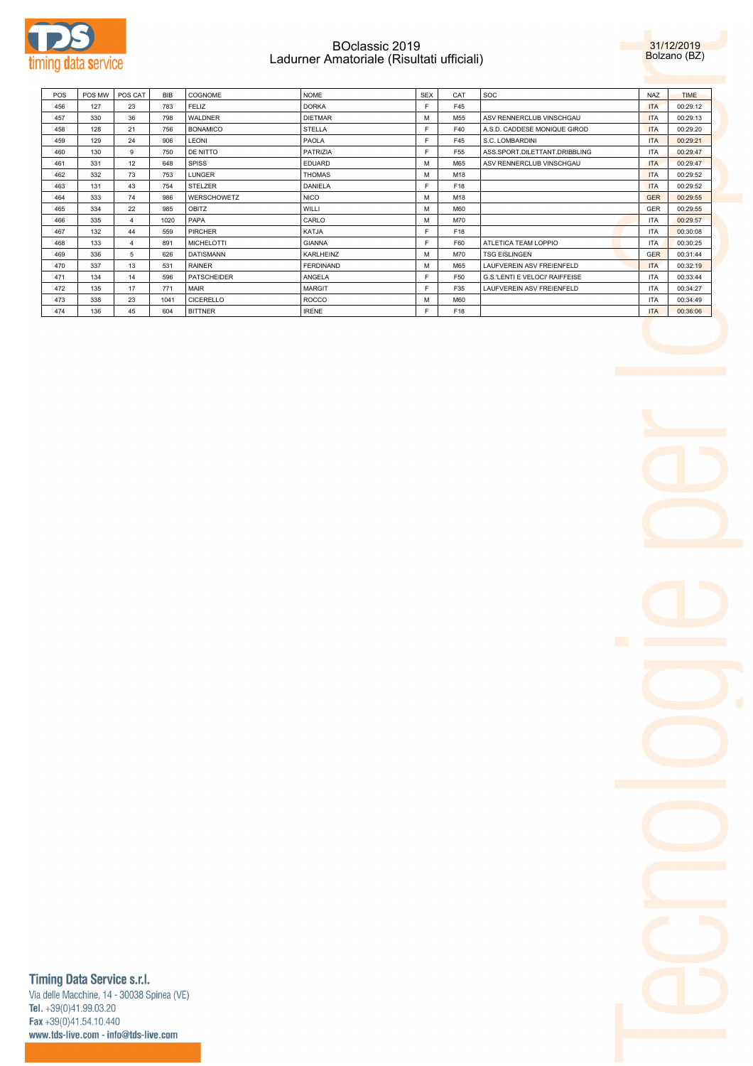# BOclassic 2019

## Ladurner Amatoriale (Risultati ufficiali)

31/12/2019
Bolzano (BZ)

| POS | POS MW | POS CAT | BIB | COGNOME | NOME | SEX | CAT | SOC | NAZ | TIME |
|---|---|---|---|---|---|---|---|---|---|---|
| 456 | 127 | 23 | 783 | FELIZ | DORKA | F | F45 | | ITA | 00:29:12 |
| 457 | 330 | 36 | 798 | WALDNER | DIETMAR | M | M55 | ASV RENNERCLUB VINSCHGAU | ITA | 00:29:13 |
| 458 | 128 | 21 | 756 | BONAMICO | STELLA | F | F40 | A.S.D. CADDESE MONIQUE GIROD | ITA | 00:29:20 |
| 459 | 129 | 24 | 906 | LEONI | PAOLA | F | F45 | S.C. LOMBARDINI | ITA | 00:29:21 |
| 460 | 130 | 9 | 750 | DE NITTO | PATRIZIA | F | F55 | ASS.SPORT.DILETTANT.DRIBBLING | ITA | 00:29:47 |
| 461 | 331 | 12 | 648 | SPISS | EDUARD | M | M65 | ASV RENNERCLUB VINSCHGAU | ITA | 00:29:47 |
| 462 | 332 | 73 | 753 | LUNGER | THOMAS | M | M18 | | ITA | 00:29:52 |
| 463 | 131 | 43 | 754 | STELZER | DANIELA | F | F18 | | ITA | 00:29:52 |
| 464 | 333 | 74 | 986 | WERSCHOWETZ | NICO | M | M18 | | GER | 00:29:55 |
| 465 | 334 | 22 | 985 | OBITZ | WILLI | M | M60 | | GER | 00:29:55 |
| 466 | 335 | 4 | 1020 | PAPA | CARLO | M | M70 | | ITA | 00:29:57 |
| 467 | 132 | 44 | 559 | PIRCHER | KATJA | F | F18 | | ITA | 00:30:08 |
| 468 | 133 | 4 | 891 | MICHELOTTI | GIANNA | F | F60 | ATLETICA TEAM LOPPIO | ITA | 00:30:25 |
| 469 | 336 | 5 | 626 | DATISMANN | KARLHEINZ | M | M70 | TSG EISLINGEN | GER | 00:31:44 |
| 470 | 337 | 13 | 531 | RAINER | FERDINAND | M | M65 | LAUFVEREIN ASV FREIENFELD | ITA | 00:32:19 |
| 471 | 134 | 14 | 596 | PATSCHEIDER | ANGELA | F | F50 | G.S.'LENTI E VELOCI' RAIFFEISE | ITA | 00:33:44 |
| 472 | 135 | 17 | 771 | MAIR | MARGIT | F | F35 | LAUFVEREIN ASV FREIENFELD | ITA | 00:34:27 |
| 473 | 338 | 23 | 1041 | CICERELLO | ROCCO | M | M60 | | ITA | 00:34:49 |
| 474 | 136 | 45 | 604 | BITTNER | IRENE | F | F18 | | ITA | 00:36:06 |

**Timing Data Service s.r.l.**
Via delle Macchine, 14 - 30038 Spinea (VE)
**Tel.** +39(0)41.99.03.20
**Fax** +39(0)41.54.10.440
**www.tds-live.com - info@tds-live.com**